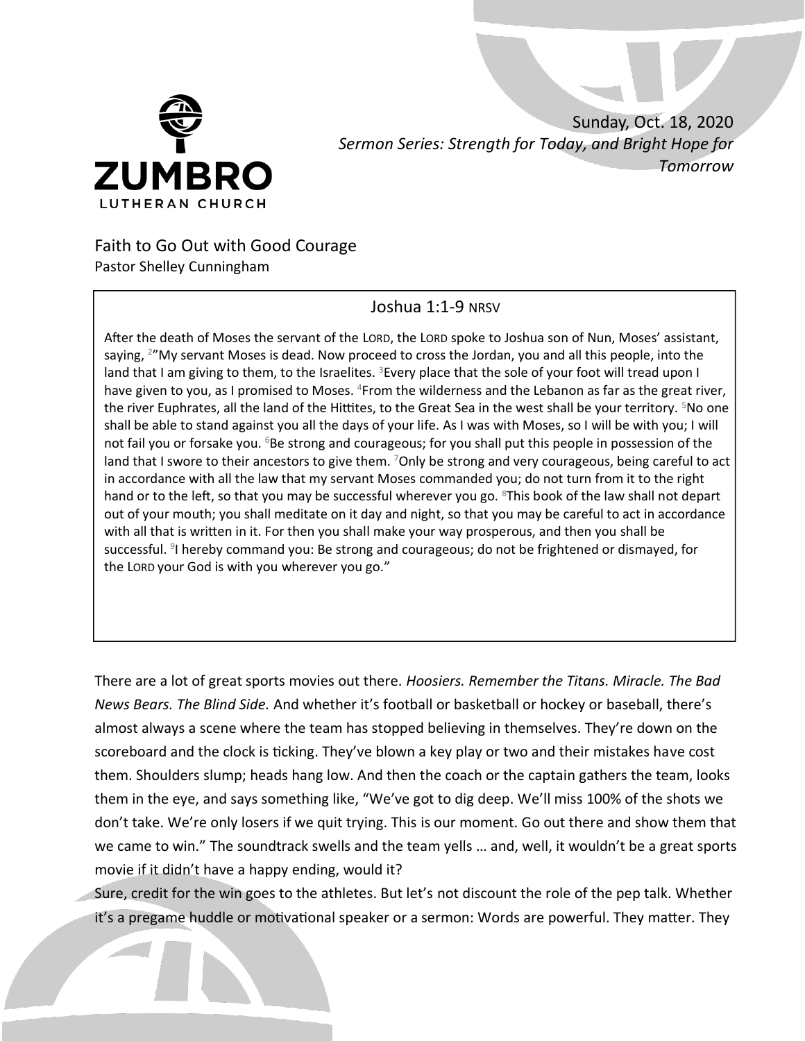ZUMBRO
LUTHERAN CHURCH

Sunday, Oct. 18, 2020
*Sermon Series: Strength for Today, and Bright Hope for Tomorrow*

# Faith to Go Out with Good Courage

Pastor Shelley Cunningham

## Joshua 1:1-9 NRSV

After the death of Moses the servant of the LORD, the LORD spoke to Joshua son of Nun, Moses' assistant, saying, [2]"My servant Moses is dead. Now proceed to cross the Jordan, you and all this people, into the land that I am giving to them, to the Israelites. [3]Every place that the sole of your foot will tread upon I have given to you, as I promised to Moses. [4]From the wilderness and the Lebanon as far as the great river, the river Euphrates, all the land of the Hittites, to the Great Sea in the west shall be your territory. [5]No one shall be able to stand against you all the days of your life. As I was with Moses, so I will be with you; I will not fail you or forsake you. [6]Be strong and courageous; for you shall put this people in possession of the land that I swore to their ancestors to give them. [7]Only be strong and very courageous, being careful to act in accordance with all the law that my servant Moses commanded you; do not turn from it to the right hand or to the left, so that you may be successful wherever you go. [8]This book of the law shall not depart out of your mouth; you shall meditate on it day and night, so that you may be careful to act in accordance with all that is written in it. For then you shall make your way prosperous, and then you shall be successful. [9]I hereby command you: Be strong and courageous; do not be frightened or dismayed, for the LORD your God is with you wherever you go."

There are a lot of great sports movies out there. *Hoosiers. Remember the Titans. Miracle. The Bad News Bears. The Blind Side.* And whether it's football or basketball or hockey or baseball, there's almost always a scene where the team has stopped believing in themselves. They're down on the scoreboard and the clock is ticking. They've blown a key play or two and their mistakes have cost them. Shoulders slump; heads hang low. And then the coach or the captain gathers the team, looks them in the eye, and says something like, "We've got to dig deep. We'll miss 100% of the shots we don't take. We're only losers if we quit trying. This is our moment. Go out there and show them that we came to win." The soundtrack swells and the team yells … and, well, it wouldn't be a great sports movie if it didn't have a happy ending, would it?

Sure, credit for the win goes to the athletes. But let's not discount the role of the pep talk. Whether it's a pregame huddle or motivational speaker or a sermon: Words are powerful. They matter. They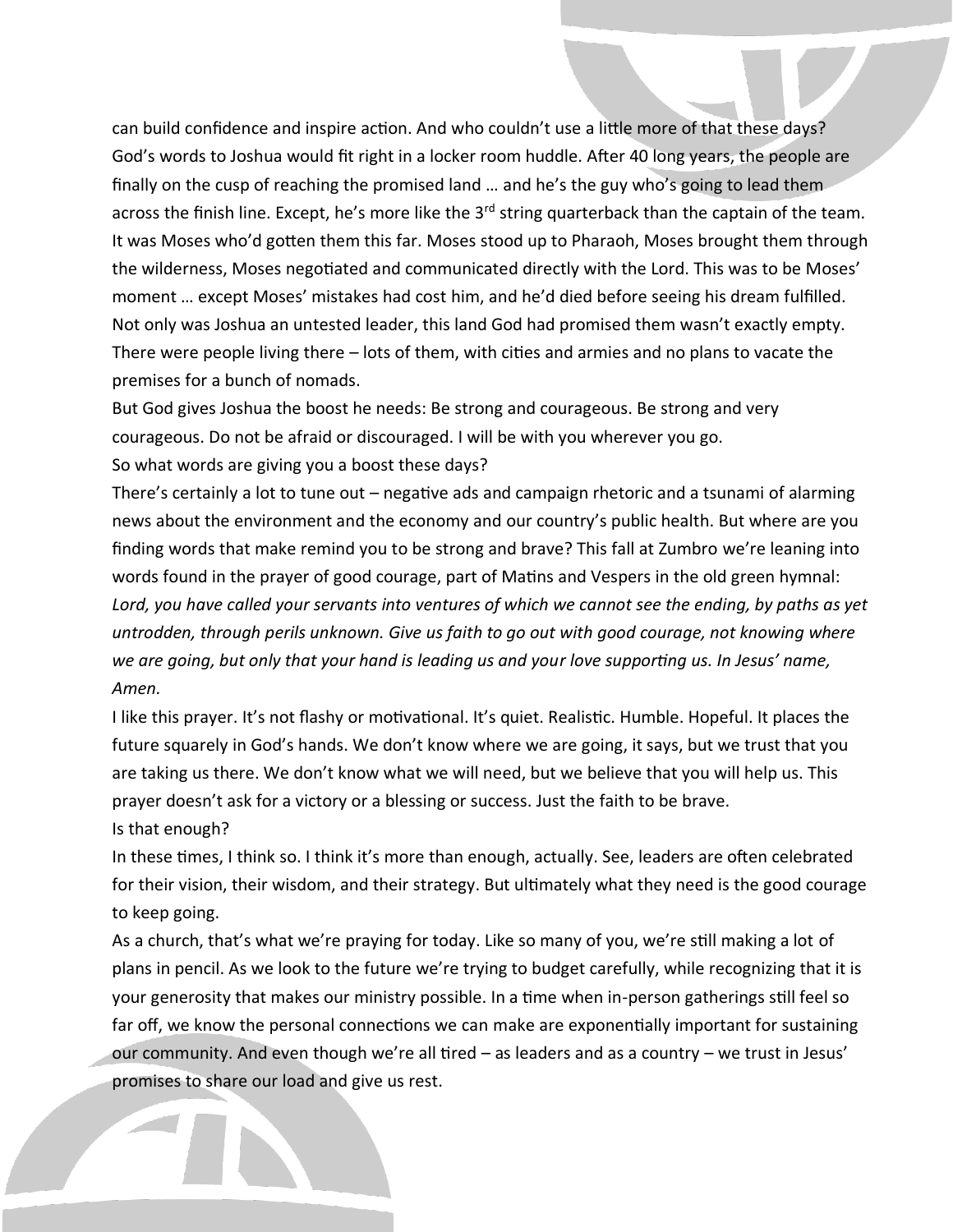can build confidence and inspire action. And who couldn't use a little more of that these days? God's words to Joshua would fit right in a locker room huddle. After 40 long years, the people are finally on the cusp of reaching the promised land … and he's the guy who's going to lead them across the finish line. Except, he's more like the 3rd string quarterback than the captain of the team. It was Moses who'd gotten them this far. Moses stood up to Pharaoh, Moses brought them through the wilderness, Moses negotiated and communicated directly with the Lord. This was to be Moses' moment … except Moses' mistakes had cost him, and he'd died before seeing his dream fulfilled. Not only was Joshua an untested leader, this land God had promised them wasn't exactly empty. There were people living there – lots of them, with cities and armies and no plans to vacate the premises for a bunch of nomads.

But God gives Joshua the boost he needs: Be strong and courageous. Be strong and very courageous. Do not be afraid or discouraged. I will be with you wherever you go.

So what words are giving you a boost these days?

There's certainly a lot to tune out – negative ads and campaign rhetoric and a tsunami of alarming news about the environment and the economy and our country's public health. But where are you finding words that make remind you to be strong and brave? This fall at Zumbro we're leaning into words found in the prayer of good courage, part of Matins and Vespers in the old green hymnal: *Lord, you have called your servants into ventures of which we cannot see the ending, by paths as yet untrodden, through perils unknown. Give us faith to go out with good courage, not knowing where we are going, but only that your hand is leading us and your love supporting us. In Jesus' name, Amen.*

I like this prayer. It's not flashy or motivational. It's quiet. Realistic. Humble. Hopeful. It places the future squarely in God's hands. We don't know where we are going, it says, but we trust that you are taking us there. We don't know what we will need, but we believe that you will help us. This prayer doesn't ask for a victory or a blessing or success. Just the faith to be brave.

Is that enough?

In these times, I think so. I think it's more than enough, actually. See, leaders are often celebrated for their vision, their wisdom, and their strategy. But ultimately what they need is the good courage to keep going.

As a church, that's what we're praying for today. Like so many of you, we're still making a lot of plans in pencil. As we look to the future we're trying to budget carefully, while recognizing that it is your generosity that makes our ministry possible. In a time when in-person gatherings still feel so far off, we know the personal connections we can make are exponentially important for sustaining our community. And even though we're all tired – as leaders and as a country – we trust in Jesus' promises to share our load and give us rest.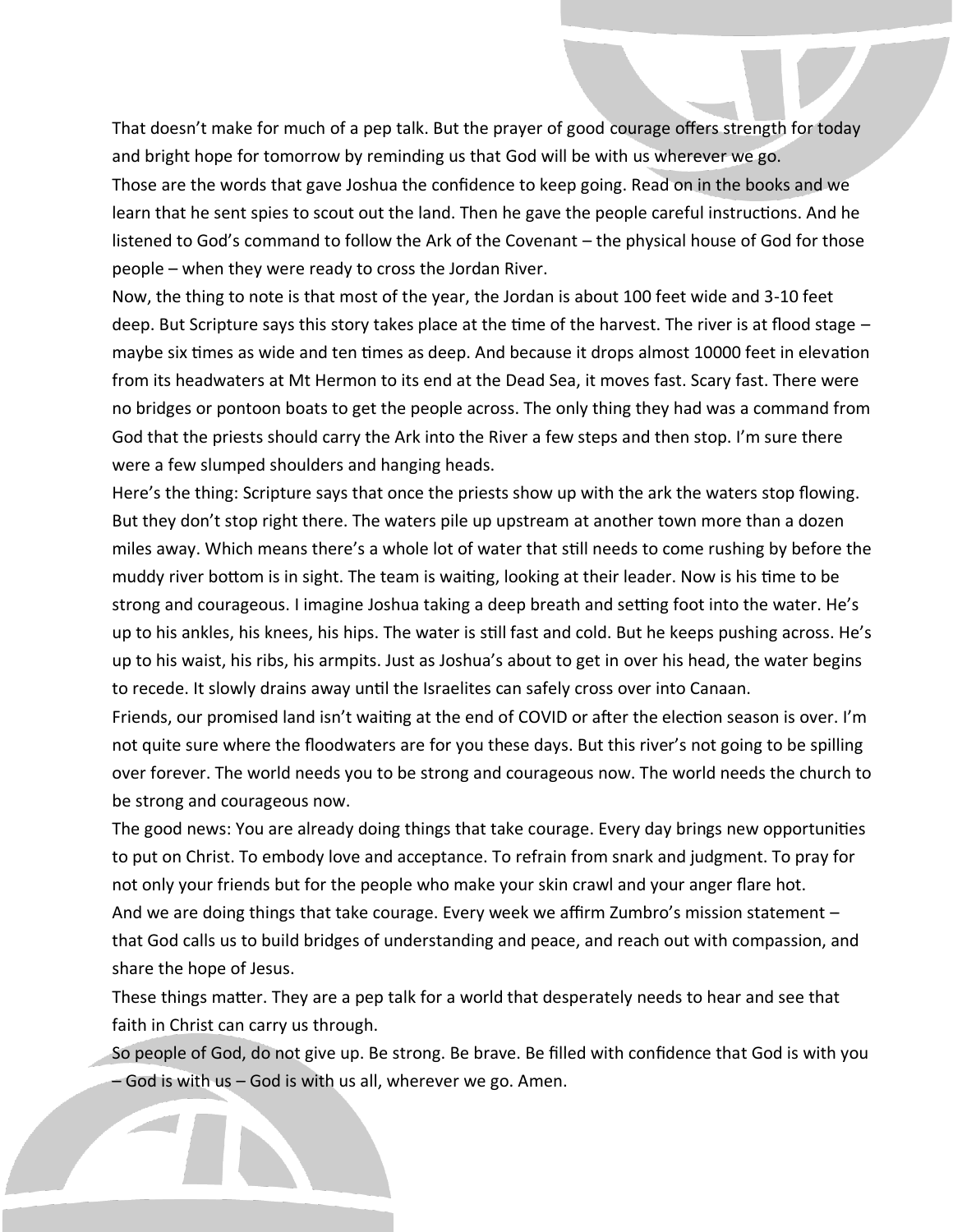That doesn't make for much of a pep talk. But the prayer of good courage offers strength for today and bright hope for tomorrow by reminding us that God will be with us wherever we go.

Those are the words that gave Joshua the confidence to keep going. Read on in the books and we learn that he sent spies to scout out the land. Then he gave the people careful instructions. And he listened to God's command to follow the Ark of the Covenant – the physical house of God for those people – when they were ready to cross the Jordan River.

Now, the thing to note is that most of the year, the Jordan is about 100 feet wide and 3-10 feet deep. But Scripture says this story takes place at the time of the harvest. The river is at flood stage – maybe six times as wide and ten times as deep. And because it drops almost 10000 feet in elevation from its headwaters at Mt Hermon to its end at the Dead Sea, it moves fast. Scary fast. There were no bridges or pontoon boats to get the people across. The only thing they had was a command from God that the priests should carry the Ark into the River a few steps and then stop. I'm sure there were a few slumped shoulders and hanging heads.

Here's the thing: Scripture says that once the priests show up with the ark the waters stop flowing. But they don't stop right there. The waters pile up upstream at another town more than a dozen miles away. Which means there's a whole lot of water that still needs to come rushing by before the muddy river bottom is in sight. The team is waiting, looking at their leader. Now is his time to be strong and courageous. I imagine Joshua taking a deep breath and setting foot into the water. He's up to his ankles, his knees, his hips. The water is still fast and cold. But he keeps pushing across. He's up to his waist, his ribs, his armpits. Just as Joshua's about to get in over his head, the water begins to recede. It slowly drains away until the Israelites can safely cross over into Canaan.

Friends, our promised land isn't waiting at the end of COVID or after the election season is over. I'm not quite sure where the floodwaters are for you these days. But this river's not going to be spilling over forever. The world needs you to be strong and courageous now. The world needs the church to be strong and courageous now.

The good news: You are already doing things that take courage. Every day brings new opportunities to put on Christ. To embody love and acceptance. To refrain from snark and judgment. To pray for not only your friends but for the people who make your skin crawl and your anger flare hot.

And we are doing things that take courage. Every week we affirm Zumbro's mission statement – that God calls us to build bridges of understanding and peace, and reach out with compassion, and share the hope of Jesus.

These things matter. They are a pep talk for a world that desperately needs to hear and see that faith in Christ can carry us through.

So people of God, do not give up. Be strong. Be brave. Be filled with confidence that God is with you – God is with us – God is with us all, wherever we go. Amen.